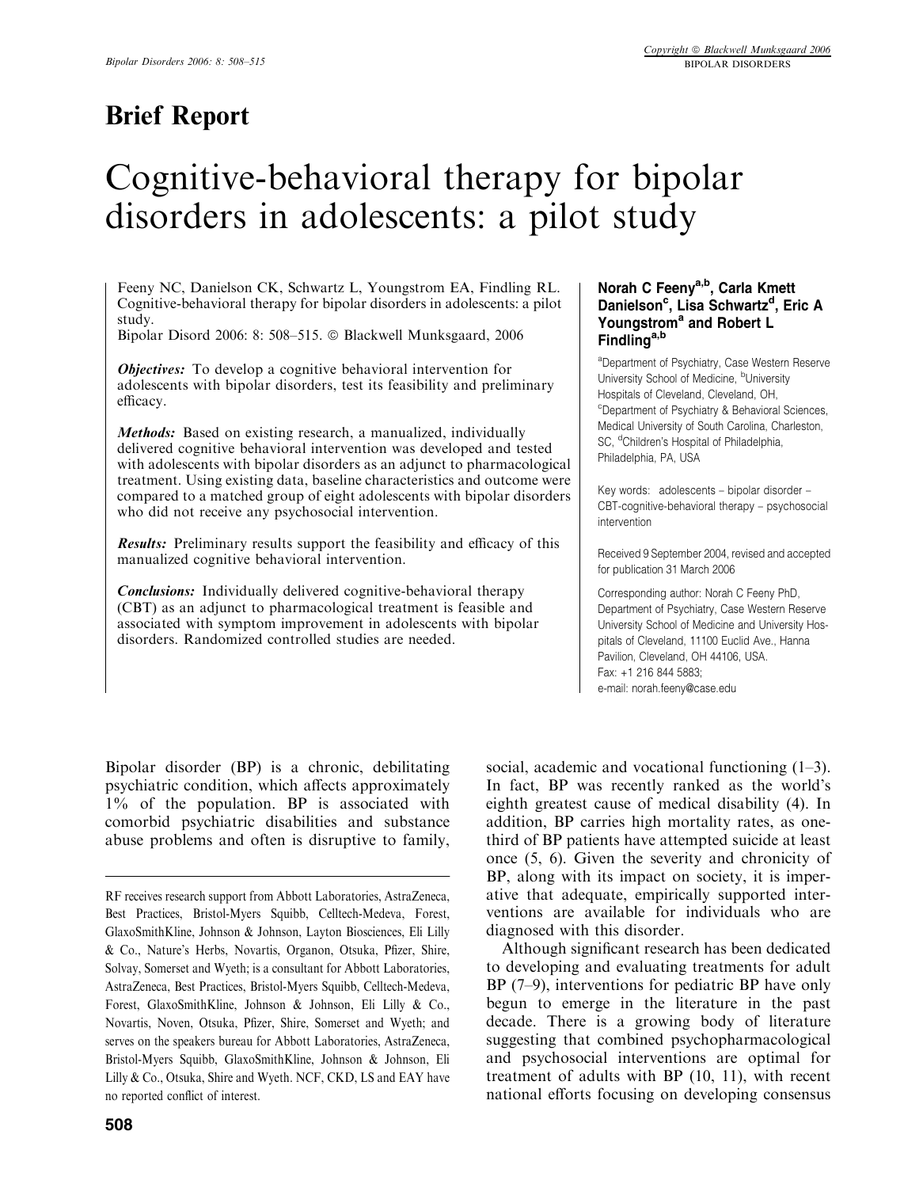## Brief Report

# Cognitive-behavioral therapy for bipolar disorders in adolescents: a pilot study

Feeny NC, Danielson CK, Schwartz L, Youngstrom EA, Findling RL. Cognitive-behavioral therapy for bipolar disorders in adolescents: a pilot study.
Bipolar Disord 2006: 8: 508–515. © Blackwell Munksgaard, 2006

***Objectives:*** To develop a cognitive behavioral intervention for adolescents with bipolar disorders, test its feasibility and preliminary efficacy.

***Methods:*** Based on existing research, a manualized, individually delivered cognitive behavioral intervention was developed and tested with adolescents with bipolar disorders as an adjunct to pharmacological treatment. Using existing data, baseline characteristics and outcome were compared to a matched group of eight adolescents with bipolar disorders who did not receive any psychosocial intervention.

***Results:*** Preliminary results support the feasibility and efficacy of this manualized cognitive behavioral intervention.

***Conclusions:*** Individually delivered cognitive-behavioral therapy (CBT) as an adjunct to pharmacological treatment is feasible and associated with symptom improvement in adolescents with bipolar disorders. Randomized controlled studies are needed.

**Norah C Feeny[a,b], Carla Kmett Danielson[c], Lisa Schwartz[d], Eric A Youngstrom[a] and Robert L Findling[a,b]**

[a]Department of Psychiatry, Case Western Reserve University School of Medicine, [b]University Hospitals of Cleveland, Cleveland, OH, [c]Department of Psychiatry & Behavioral Sciences, Medical University of South Carolina, Charleston, SC, [d]Children's Hospital of Philadelphia, Philadelphia, PA, USA

Key words: adolescents – bipolar disorder – CBT-cognitive-behavioral therapy – psychosocial intervention

Received 9 September 2004, revised and accepted for publication 31 March 2006

Corresponding author: Norah C Feeny PhD, Department of Psychiatry, Case Western Reserve University School of Medicine and University Hospitals of Cleveland, 11100 Euclid Ave., Hanna Pavilion, Cleveland, OH 44106, USA.
Fax: +1 216 844 5883;
e-mail: norah.feeny@case.edu

Bipolar disorder (BP) is a chronic, debilitating psychiatric condition, which affects approximately 1% of the population. BP is associated with comorbid psychiatric disabilities and substance abuse problems and often is disruptive to family, social, academic and vocational functioning (1–3). In fact, BP was recently ranked as the world's eighth greatest cause of medical disability (4). In addition, BP carries high mortality rates, as one-third of BP patients have attempted suicide at least once (5, 6). Given the severity and chronicity of BP, along with its impact on society, it is imperative that adequate, empirically supported interventions are available for individuals who are diagnosed with this disorder.

Although significant research has been dedicated to developing and evaluating treatments for adult BP (7–9), interventions for pediatric BP have only begun to emerge in the literature in the past decade. There is a growing body of literature suggesting that combined psychopharmacological and psychosocial interventions are optimal for treatment of adults with BP (10, 11), with recent national efforts focusing on developing consensus

RF receives research support from Abbott Laboratories, AstraZeneca, Best Practices, Bristol-Myers Squibb, Celltech-Medeva, Forest, GlaxoSmithKline, Johnson & Johnson, Layton Biosciences, Eli Lilly & Co., Nature's Herbs, Novartis, Organon, Otsuka, Pfizer, Shire, Solvay, Somerset and Wyeth; is a consultant for Abbott Laboratories, AstraZeneca, Best Practices, Bristol-Myers Squibb, Celltech-Medeva, Forest, GlaxoSmithKline, Johnson & Johnson, Eli Lilly & Co., Novartis, Noven, Otsuka, Pfizer, Shire, Somerset and Wyeth; and serves on the speakers bureau for Abbott Laboratories, AstraZeneca, Bristol-Myers Squibb, GlaxoSmithKline, Johnson & Johnson, Eli Lilly & Co., Otsuka, Shire and Wyeth. NCF, CKD, LS and EAY have no reported conflict of interest.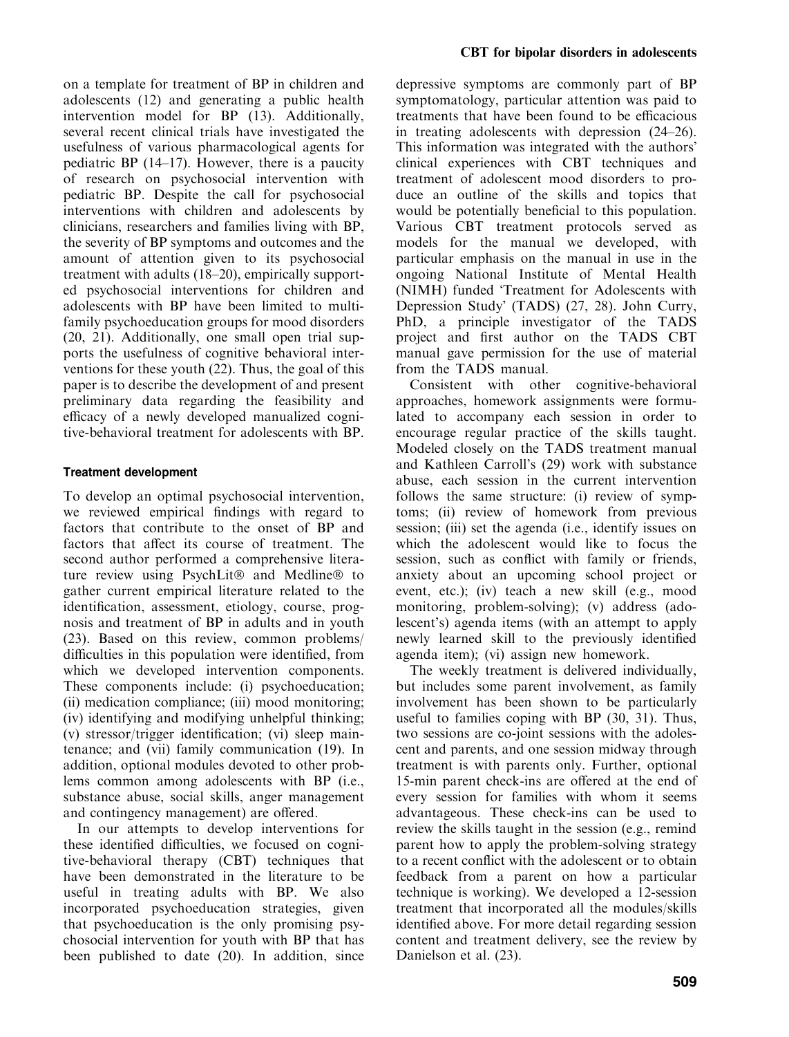on a template for treatment of BP in children and adolescents (12) and generating a public health intervention model for BP (13). Additionally, several recent clinical trials have investigated the usefulness of various pharmacological agents for pediatric BP (14–17). However, there is a paucity of research on psychosocial intervention with pediatric BP. Despite the call for psychosocial interventions with children and adolescents by clinicians, researchers and families living with BP, the severity of BP symptoms and outcomes and the amount of attention given to its psychosocial treatment with adults (18–20), empirically supported psychosocial interventions for children and adolescents with BP have been limited to multi-family psychoeducation groups for mood disorders (20, 21). Additionally, one small open trial supports the usefulness of cognitive behavioral interventions for these youth (22). Thus, the goal of this paper is to describe the development of and present preliminary data regarding the feasibility and efficacy of a newly developed manualized cognitive-behavioral treatment for adolescents with BP.

### Treatment development

To develop an optimal psychosocial intervention, we reviewed empirical findings with regard to factors that contribute to the onset of BP and factors that affect its course of treatment. The second author performed a comprehensive literature review using PsychLit® and Medline® to gather current empirical literature related to the identification, assessment, etiology, course, prognosis and treatment of BP in adults and in youth (23). Based on this review, common problems/difficulties in this population were identified, from which we developed intervention components. These components include: (i) psychoeducation; (ii) medication compliance; (iii) mood monitoring; (iv) identifying and modifying unhelpful thinking; (v) stressor/trigger identification; (vi) sleep maintenance; and (vii) family communication (19). In addition, optional modules devoted to other problems common among adolescents with BP (i.e., substance abuse, social skills, anger management and contingency management) are offered.

In our attempts to develop interventions for these identified difficulties, we focused on cognitive-behavioral therapy (CBT) techniques that have been demonstrated in the literature to be useful in treating adults with BP. We also incorporated psychoeducation strategies, given that psychoeducation is the only promising psychosocial intervention for youth with BP that has been published to date (20). In addition, since depressive symptoms are commonly part of BP symptomatology, particular attention was paid to treatments that have been found to be efficacious in treating adolescents with depression (24–26). This information was integrated with the authors' clinical experiences with CBT techniques and treatment of adolescent mood disorders to produce an outline of the skills and topics that would be potentially beneficial to this population. Various CBT treatment protocols served as models for the manual we developed, with particular emphasis on the manual in use in the ongoing National Institute of Mental Health (NIMH) funded 'Treatment for Adolescents with Depression Study' (TADS) (27, 28). John Curry, PhD, a principle investigator of the TADS project and first author on the TADS CBT manual gave permission for the use of material from the TADS manual.

Consistent with other cognitive-behavioral approaches, homework assignments were formulated to accompany each session in order to encourage regular practice of the skills taught. Modeled closely on the TADS treatment manual and Kathleen Carroll's (29) work with substance abuse, each session in the current intervention follows the same structure: (i) review of symptoms; (ii) review of homework from previous session; (iii) set the agenda (i.e., identify issues on which the adolescent would like to focus the session, such as conflict with family or friends, anxiety about an upcoming school project or event, etc.); (iv) teach a new skill (e.g., mood monitoring, problem-solving); (v) address (adolescent's) agenda items (with an attempt to apply newly learned skill to the previously identified agenda item); (vi) assign new homework.

The weekly treatment is delivered individually, but includes some parent involvement, as family involvement has been shown to be particularly useful to families coping with BP (30, 31). Thus, two sessions are co-joint sessions with the adolescent and parents, and one session midway through treatment is with parents only. Further, optional 15-min parent check-ins are offered at the end of every session for families with whom it seems advantageous. These check-ins can be used to review the skills taught in the session (e.g., remind parent how to apply the problem-solving strategy to a recent conflict with the adolescent or to obtain feedback from a parent on how a particular technique is working). We developed a 12-session treatment that incorporated all the modules/skills identified above. For more detail regarding session content and treatment delivery, see the review by Danielson et al. (23).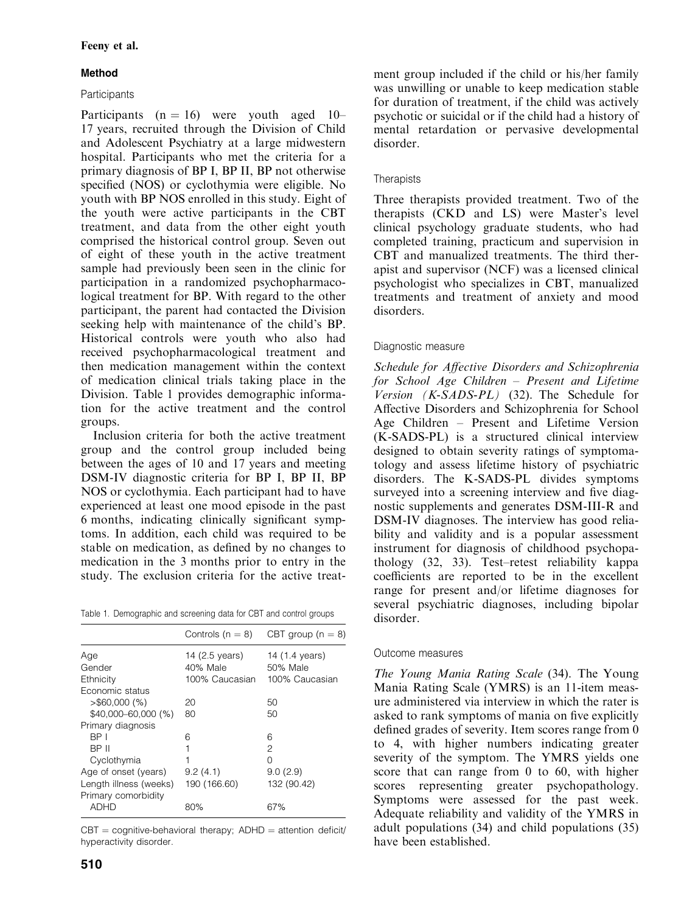## Method

### Participants

Participants ($n = 16$) were youth aged 10–17 years, recruited through the Division of Child and Adolescent Psychiatry at a large midwestern hospital. Participants who met the criteria for a primary diagnosis of BP I, BP II, BP not otherwise specified (NOS) or cyclothymia were eligible. No youth with BP NOS enrolled in this study. Eight of the youth were active participants in the CBT treatment, and data from the other eight youth comprised the historical control group. Seven out of eight of these youth in the active treatment sample had previously been seen in the clinic for participation in a randomized psychopharmacological treatment for BP. With regard the other participant, the parent had contacted the Division seeking help with maintenance of the child's BP. Historical controls were youth who also had received psychopharmacological treatment and then medication management within the context of medication clinical trials taking place in the Division. Table 1 provides demographic information for the active treatment and the control groups.

Inclusion criteria for both the active treatment group and the control group included being between the ages of 10 and 17 years and meeting DSM-IV diagnostic criteria for BP I, BP II, BP NOS or cyclothymia. Each participant had to have experienced at least one mood episode in the past 6 months, indicating clinically significant symptoms. In addition, each child was required to be stable on medication, as defined by no changes to medication in the 3 months prior to entry in the study. The exclusion criteria for the active treatment group included if the child or his/her family was unwilling or unable to keep medication stable for duration of treatment, if the child was actively psychotic or suicidal or if the child had a history of mental retardation or pervasive developmental disorder.

Table 1. Demographic and screening data for CBT and control groups

| | Controls ($n = 8$) | CBT group ($n = 8$) |
|---|---|---|
| Age | 14 (2.5 years) | 14 (1.4 years) |
| Gender | 40% Male | 50% Male |
| Ethnicity | 100% Caucasian | 100% Caucasian |
| Economic status | | |
| >$60,000 (%) | 20 | 50 |
| $40,000–60,000 (%) | 80 | 50 |
| Primary diagnosis | | |
| BP I | 6 | 6 |
| BP II | 1 | 2 |
| Cyclothymia | 1 | 0 |
| Age of onset (years) | 9.2 (4.1) | 9.0 (2.9) |
| Length illness (weeks) | 190 (166.60) | 132 (90.42) |
| Primary comorbidity | | |
| ADHD | 80% | 67% |

CBT = cognitive-behavioral therapy; ADHD = attention deficit/hyperactivity disorder.

### Therapists

Three therapists provided treatment. Two of the therapists (CKD and LS) were Master's level clinical psychology graduate students, who had completed training, practicum and supervision in CBT and manualized treatments. The third therapist and supervisor (NCF) was a licensed clinical psychologist who specializes in CBT, manualized treatments and treatment of anxiety and mood disorders.

### Diagnostic measure

*Schedule for Affective Disorders and Schizophrenia for School Age Children – Present and Lifetime Version (K-SADS-PL)* (32). The Schedule for Affective Disorders and Schizophrenia for School Age Children – Present and Lifetime Version (K-SADS-PL) is a structured clinical interview designed to obtain severity ratings of symptomatology and assess lifetime history of psychiatric disorders. The K-SADS-PL divides symptoms surveyed into a screening interview and five diagnostic supplements and generates DSM-III-R and DSM-IV diagnoses. The interview has good reliability and validity and is a popular assessment instrument for diagnosis of childhood psychopathology (32, 33). Test–retest reliability kappa coefficients are reported to be in the excellent range for present and/or lifetime diagnoses for several psychiatric diagnoses, including bipolar disorder.

### Outcome measures

*The Young Mania Rating Scale* (34). The Young Mania Rating Scale (YMRS) is an 11-item measure administered via interview in which the rater is asked to rank symptoms of mania on five explicitly defined grades of severity. Item scores range from 0 to 4, with higher numbers indicating greater severity of the symptom. The YMRS yields one score that can range from 0 to 60, with higher scores representing greater psychopathology. Symptoms were assessed for the past week. Adequate reliability and validity of the YMRS in adult populations (34) and child populations (35) have been established.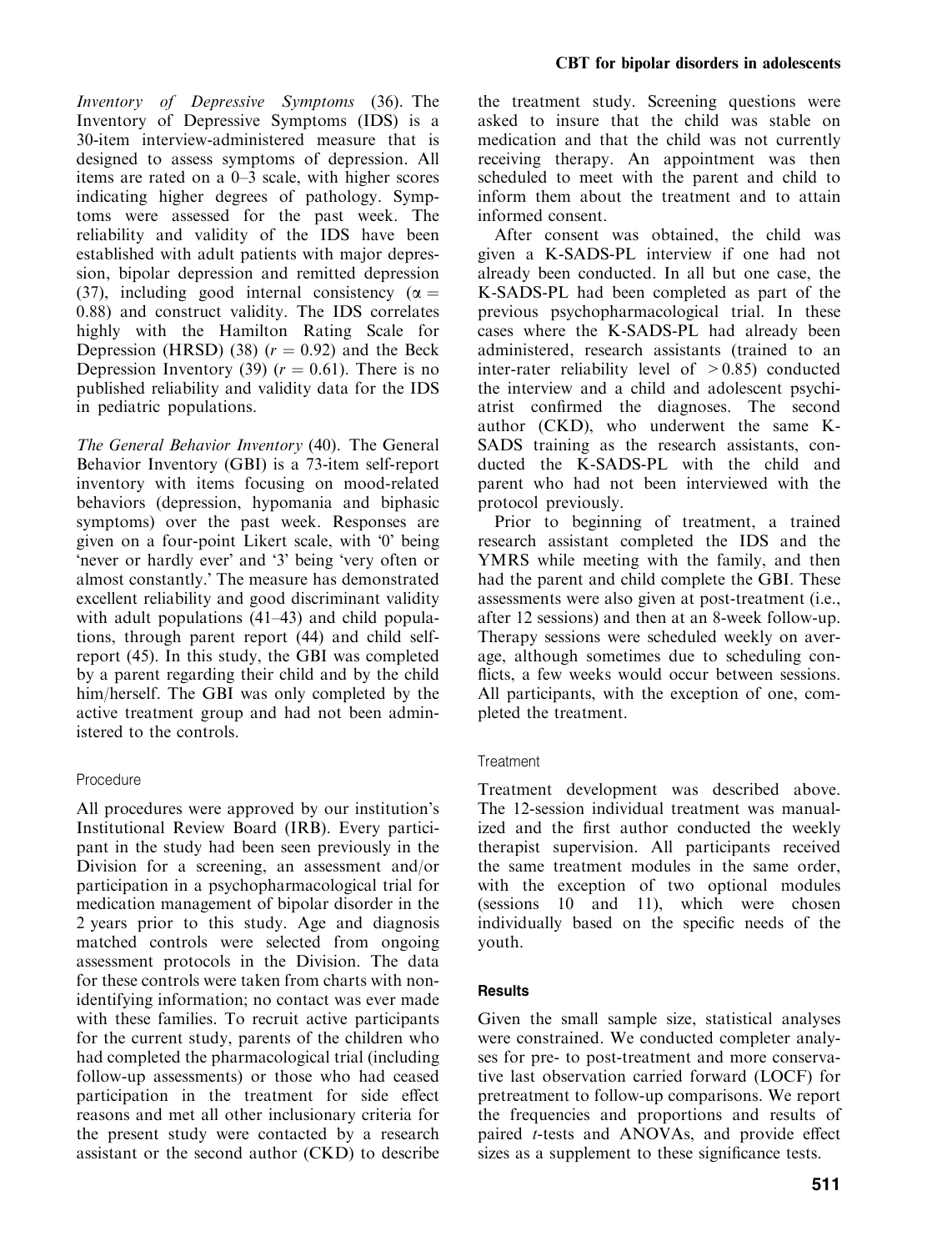*Inventory of Depressive Symptoms* (36). The Inventory of Depressive Symptoms (IDS) is a 30-item interview-administered measure that is designed to assess symptoms of depression. All items are rated on a 0–3 scale, with higher scores indicating higher degrees of pathology. Symptoms were assessed for the past week. The reliability and validity of the IDS have been established with adult patients with major depression, bipolar depression and remitted depression (37), including good internal consistency ($\alpha = 0.88$) and construct validity. The IDS correlates highly with the Hamilton Rating Scale for Depression (HRSD) (38) ($r = 0.92$) and the Beck Depression Inventory (39) ($r = 0.61$). There is no published reliability and validity data for the IDS in pediatric populations.

*The General Behavior Inventory* (40). The General Behavior Inventory (GBI) is a 73-item self-report inventory with items focusing on mood-related behaviors (depression, hypomania and biphasic symptoms) over the past week. Responses are given on a four-point Likert scale, with '0' being 'never or hardly ever' and '3' being 'very often or almost constantly.' The measure has demonstrated excellent reliability and good discriminant validity with adult populations (41–43) and child populations, through parent report (44) and child self-report (45). In this study, the GBI was completed by a parent regarding their child and by the child him/herself. The GBI was only completed by the active treatment group and had not been administered to the controls.

### Procedure

All procedures were approved by our institution's Institutional Review Board (IRB). Every participant in the study had been seen previously in the Division for a screening, an assessment and/or participation in a psychopharmacological trial for medication management of bipolar disorder in the 2 years prior to this study. Age and diagnosis matched controls were selected from ongoing assessment protocols in the Division. The data for these controls were taken from charts with non-identifying information; no contact was ever made with these families. To recruit active participants for the current study, parents of the children who had completed the pharmacological trial (including follow-up assessments) or those who had ceased participation in the treatment for side effect reasons and met all other inclusionary criteria for the present study were contacted by a research assistant or the second author (CKD) to describe the treatment study. Screening questions were asked to insure that the child was stable on medication and that the child was not currently receiving therapy. An appointment was then scheduled to meet with the parent and child to inform them about the treatment and to attain informed consent.

After consent was obtained, the child was given a K-SADS-PL interview if one had not already been conducted. In all but one case, the K-SADS-PL had been completed as part of the previous psychopharmacological trial. In these cases where the K-SADS-PL had already been administered, research assistants (trained to an inter-rater reliability level of $>0.85$) conducted the interview and a child and adolescent psychiatrist confirmed the diagnoses. The second author (CKD), who underwent the same K-SADS training as the research assistants, conducted the K-SADS-PL with the child and parent who had not been interviewed with the protocol previously.

Prior to beginning of treatment, a trained research assistant completed the IDS and the YMRS while meeting with the family, and then had the parent and child complete the GBI. These assessments were also given at post-treatment (i.e., after 12 sessions) and then at an 8-week follow-up. Therapy sessions were scheduled weekly on average, although sometimes due to scheduling conflicts, a few weeks would occur between sessions. All participants, with the exception of one, completed the treatment.

### Treatment

Treatment development was described above. The 12-session individual treatment was manualized and the first author conducted the weekly therapist supervision. All participants received the same treatment modules in the same order, with the exception of two optional modules (sessions 10 and 11), which were chosen individually based on the specific needs of the youth.

## Results

Given the small sample size, statistical analyses were constrained. We conducted completer analyses for pre- to post-treatment and more conservative last observation carried forward (LOCF) for pretreatment to follow-up comparisons. We report the frequencies and proportions and results of paired *t*-tests and ANOVAs, and provide effect sizes as a supplement to these significance tests.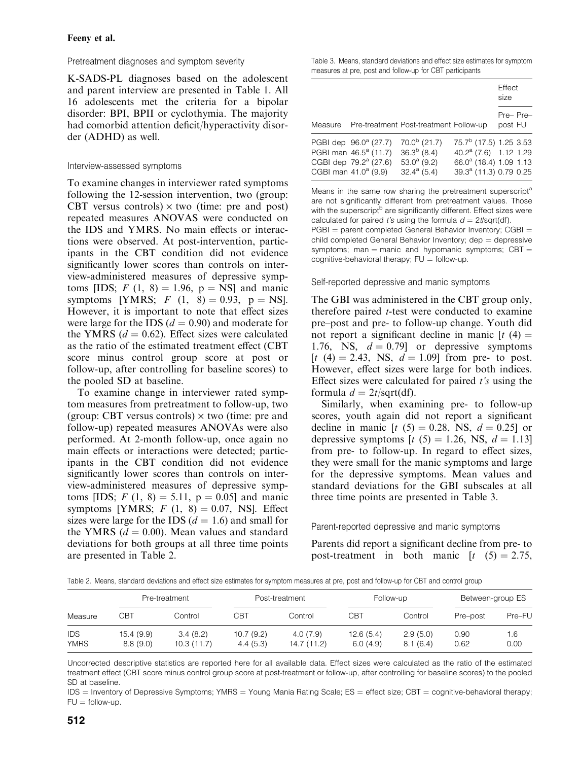### Pretreatment diagnoses and symptom severity

K-SADS-PL diagnoses based on the adolescent and parent interview are presented in Table 1. All 16 adolescents met the criteria for a bipolar disorder: BPI, BPII or cyclothymia. The majority had comorbid attention deficit/hyperactivity disorder (ADHD) as well.

### Interview-assessed symptoms

To examine changes in interviewer rated symptoms following the 12-session intervention, two (group: CBT versus controls) × two (time: pre and post) repeated measures ANOVAS were conducted on the IDS and YMRS. No main effects or interactions were observed. At post-intervention, participants in the CBT condition did not evidence significantly lower scores than controls on interview-administered measures of depressive symptoms [IDS; $F$ (1, 8) = 1.96, p = NS] and manic symptoms [YMRS; $F$ (1, 8) = 0.93, p = NS]. However, it is important to note that effect sizes were large for the IDS ($d = 0.90$) and moderate for the YMRS ($d = 0.62$). Effect sizes were calculated as the ratio of the estimated treatment effect (CBT score minus control group score at post or follow-up, after controlling for baseline scores) to the pooled SD at baseline.

To examine change in interviewer rated symptom measures from pretreatment to follow-up, two (group: CBT versus controls) × two (time: pre and follow-up) repeated measures ANOVAs were also performed. At 2-month follow-up, once again no main effects or interactions were detected; participants in the CBT condition did not evidence significantly lower scores than controls on interview-administered measures of depressive symptoms [IDS; $F$ (1, 8) = 5.11, p = 0.05] and manic symptoms [YMRS; $F$ (1, 8) = 0.07, NS]. Effect sizes were large for the IDS ($d = 1.6$) and small for the YMRS ($d = 0.00$). Mean values and standard deviations for both groups at all three time points are presented in Table 2.

Table 3. Means, standard deviations and effect size estimates for symptom measures at pre, post and follow-up for CBT participants

| Measure | Pre-treatment | Post-treatment | Follow-up | Effect size Pre–post | Effect size Pre–FU |
|---|---|---|---|---|---|
| PGBI dep | 96.0[a] (27.7) | 70.0[b] (21.7) | 75.7[b] (17.5) | 1.25 | 3.53 |
| PGBI man | 46.5[a] (11.7) | 36.3[b] (8.4) | 40.2[a] (7.6) | 1.12 | 1.29 |
| CGBI dep | 79.2[a] (27.6) | 53.0[a] (9.2) | 66.0[a] (18.4) | 1.09 | 1.13 |
| CGBI man | 41.0[a] (9.9) | 32.4[a] (5.4) | 39.3[a] (11.3) | 0.79 | 0.25 |

Means in the same row sharing the pretreatment superscript[a] are not significantly different from pretreatment values. Those with the superscript[b] are significantly different. Effect sizes were calculated for paired $t$'s using the formula $d = 2t/\text{sqrt}(\text{df})$.
PGBI = parent completed General Behavior Inventory; CGBI = child completed General Behavior Inventory; dep = depressive symptoms; man = manic and hypomanic symptoms; CBT = cognitive-behavioral therapy; FU = follow-up.

### Self-reported depressive and manic symptoms

The GBI was administered in the CBT group only, therefore paired $t$-test were conducted to examine pre–post and pre- to follow-up change. Youth did not report a significant decline in manic [$t$ (4) = 1.76, NS, $d = 0.79$] or depressive symptoms [$t$ (4) = 2.43, NS, $d = 1.09$] from pre- to post. However, effect sizes were large for both indices. Effect sizes were calculated for paired $t$'s using the formula $d = 2t/\text{sqrt}(\text{df})$.

Similarly, when examining pre- to follow-up scores, youth again did not report a significant decline in manic [$t$ (5) = 0.28, NS, $d = 0.25$] or depressive symptoms [$t$ (5) = 1.26, NS, $d = 1.13$] from pre- to follow-up. In regard to effect sizes, they were small for the manic symptoms and large for the depressive symptoms. Mean values and standard deviations for the GBI subscales at all three time points are presented in Table 3.

### Parent-reported depressive and manic symptoms

Parents did report a significant decline from pre- to post-treatment in both manic [$t$ (5) = 2.75,

Table 2. Means, standard deviations and effect size estimates for symptom measures at pre, post and follow-up for CBT and control group

| Measure | Pre-treatment | | Post-treatment | | Follow-up | | Between-group ES | |
|---|---|---|---|---|---|---|---|---|
| | CBT | Control | CBT | Control | CBT | Control | Pre–post | Pre–FU |
| IDS | 15.4 (9.9) | 3.4 (8.2) | 10.7 (9.2) | 4.0 (7.9) | 12.6 (5.4) | 2.9 (5.0) | 0.90 | 1.6 |
| YMRS | 8.8 (9.0) | 10.3 (11.7) | 4.4 (5.3) | 14.7 (11.2) | 6.0 (4.9) | 8.1 (6.4) | 0.62 | 0.00 |

Uncorrected descriptive statistics are reported here for all available data. Effect sizes were calculated as the ratio of the estimated treatment effect (CBT score minus control group score at post-treatment or follow-up, after controlling for baseline scores) to the pooled SD at baseline.
IDS = Inventory of Depressive Symptoms; YMRS = Young Mania Rating Scale; ES = effect size; CBT = cognitive-behavioral therapy; FU = follow-up.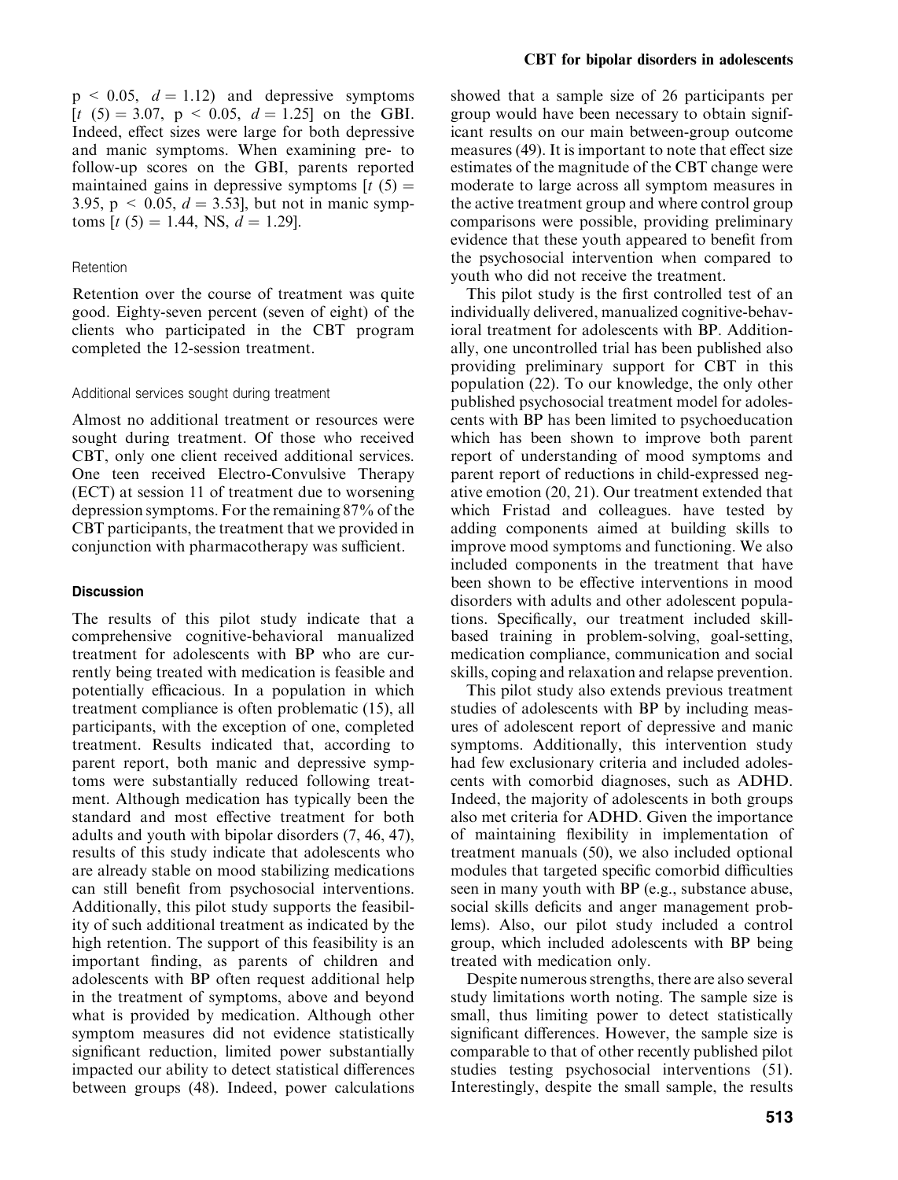$p < 0.05$, $d = 1.12$) and depressive symptoms [$t$ (5) = 3.07, $p < 0.05$, $d = 1.25$] on the GBI. Indeed, effect sizes were large for both depressive and manic symptoms. When examining pre- to follow-up scores on the GBI, parents reported maintained gains in depressive symptoms [$t$ (5) = 3.95, $p < 0.05$, $d = 3.53$], but not in manic symptoms [$t$ (5) = 1.44, NS, $d = 1.29$].

### Retention

Retention over the course of treatment was quite good. Eighty-seven percent (seven of eight) of the clients who participated in the CBT program completed the 12-session treatment.

### Additional services sought during treatment

Almost no additional treatment or resources were sought during treatment. Of those who received CBT, only one client received additional services. One teen received Electro-Convulsive Therapy (ECT) at session 11 of treatment due to worsening depression symptoms. For the remaining 87% of the CBT participants, the treatment that we provided in conjunction with pharmacotherapy was sufficient.

## Discussion

The results of this pilot study indicate that a comprehensive cognitive-behavioral manualized treatment for adolescents with BP who are currently being treated with medication is feasible and potentially efficacious. In a population in which treatment compliance is often problematic (15), all participants, with the exception of one, completed treatment. Results indicated that, according to parent report, both manic and depressive symptoms were substantially reduced following treatment. Although medication has typically been the standard and most effective treatment for both adults and youth with bipolar disorders (7, 46, 47), results of this study indicate that adolescents who are already stable on mood stabilizing medications can still benefit from psychosocial interventions. Additionally, this pilot study supports the feasibility of such additional treatment as indicated by the high retention. The support of this feasibility is an important finding, as parents of children and adolescents with BP often request additional help in the treatment of symptoms, above and beyond what is provided by medication. Although other symptom measures did not evidence statistically significant reduction, limited power substantially impacted our ability to detect statistical differences between groups (48). Indeed, power calculations showed that a sample size of 26 participants per group would have been necessary to obtain significant results on our main between-group outcome measures (49). It is important to note that effect size estimates of the magnitude of the CBT change were moderate to large across all symptom measures in the active treatment group and where control group comparisons were possible, providing preliminary evidence that these youth appeared to benefit from the psychosocial intervention when compared to youth who did not receive the treatment.

This pilot study is the first controlled test of an individually delivered, manualized cognitive-behavioral treatment for adolescents with BP. Additionally, one uncontrolled trial has been published also providing preliminary support for CBT in this population (22). To our knowledge, the only other published psychosocial treatment model for adolescents with BP has been limited to psychoeducation which has been shown to improve both parent report of understanding of mood symptoms and parent report of reductions in child-expressed negative emotion (20, 21). Our treatment extended that which Fristad and colleagues. have tested by adding components aimed at building skills to improve mood symptoms and functioning. We also included components in the treatment that have been shown to be effective interventions in mood disorders with adults and other adolescent populations. Specifically, our treatment included skill-based training in problem-solving, goal-setting, medication compliance, communication and social skills, coping and relaxation and relapse prevention.

This pilot study also extends previous treatment studies of adolescents with BP by including measures of adolescent report of depressive and manic symptoms. Additionally, this intervention study had few exclusionary criteria and included adolescents with comorbid diagnoses, such as ADHD. Indeed, the majority of adolescents in both groups also met criteria for ADHD. Given the importance of maintaining flexibility in implementation of treatment manuals (50), we also included optional modules that targeted specific comorbid difficulties seen in many youth with BP (e.g., substance abuse, social skills deficits and anger management problems). Also, our pilot study included a control group, which included adolescents with BP being treated with medication only.

Despite numerous strengths, there are also several study limitations worth noting. The sample size is small, thus limiting power to detect statistically significant differences. However, the sample size is comparable to that of other recently published pilot studies testing psychosocial interventions (51). Interestingly, despite the small sample, the results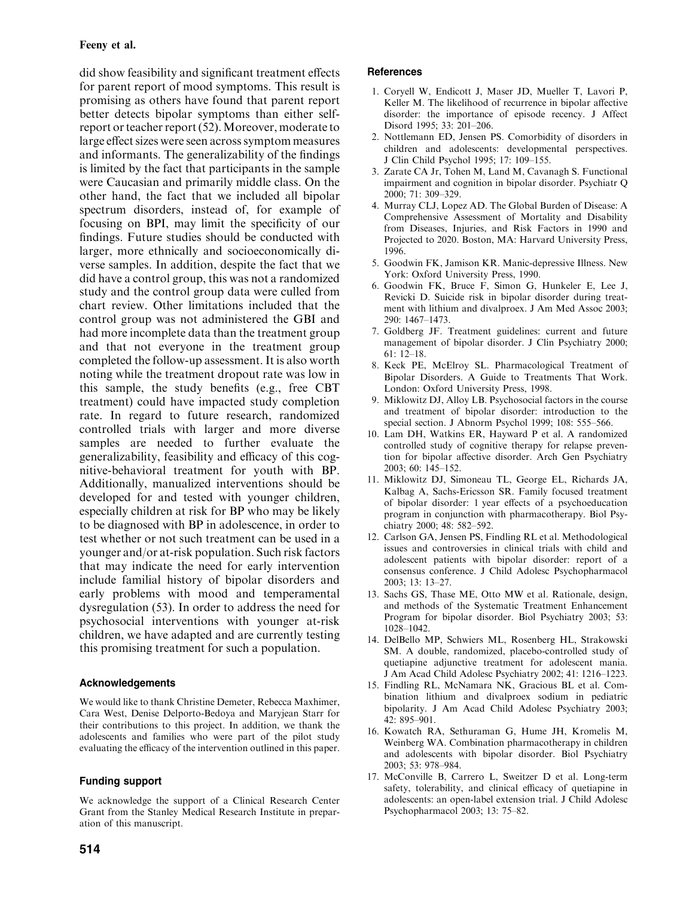did show feasibility and significant treatment effects for parent report of mood symptoms. This result is promising as others have found that parent report better detects bipolar symptoms than either self-report or teacher report (52). Moreover, moderate to large effect sizes were seen across symptom measures and informants. The generalizability of the findings is limited by the fact that participants in the sample were Caucasian and primarily middle class. On the other hand, the fact that we included all bipolar spectrum disorders, instead of, for example of focusing on BPI, may limit the specificity of our findings. Future studies should be conducted with larger, more ethnically and socioeconomically diverse samples. In addition, despite the fact that we did have a control group, this was not a randomized study and the control group data were culled from chart review. Other limitations included that the control group was not administered the GBI and had more incomplete data than the treatment group and that not everyone in the treatment group completed the follow-up assessment. It is also worth noting while the treatment dropout rate was low in this sample, the study benefits (e.g., free CBT treatment) could have impacted study completion rate. In regard to future research, randomized controlled trials with larger and more diverse samples are needed to further evaluate the generalizability, feasibility and efficacy of this cognitive-behavioral treatment for youth with BP. Additionally, manualized interventions should be developed for and tested with younger children, especially children at risk for BP who may be likely to be diagnosed with BP in adolescence, in order to test whether or not such treatment can be used in a younger and/or at-risk population. Such risk factors that may indicate the need for early intervention include familial history of bipolar disorders and early problems with mood and temperamental dysregulation (53). In order to address the need for psychosocial interventions with younger at-risk children, we have adapted and are currently testing this promising treatment for such a population.

## Acknowledgements

We would like to thank Christine Demeter, Rebecca Maxhimer, Cara West, Denise Delporto-Bedoya and Maryjean Starr for their contributions to this project. In addition, we thank the adolescents and families who were part of the pilot study evaluating the efficacy of the intervention outlined in this paper.

## Funding support

We acknowledge the support of a Clinical Research Center Grant from the Stanley Medical Research Institute in preparation of this manuscript.

## References

1. Coryell W, Endicott J, Maser JD, Mueller T, Lavori P, Keller M. The likelihood of recurrence in bipolar affective disorder: the importance of episode recency. J Affect Disord 1995; 33: 201–206.
2. Nottlemann ED, Jensen PS. Comorbidity of disorders in children and adolescents: developmental perspectives. J Clin Child Psychol 1995; 17: 109–155.
3. Zarate CA Jr, Tohen M, Land M, Cavanagh S. Functional impairment and cognition in bipolar disorder. Psychiatr Q 2000; 71: 309–329.
4. Murray CLJ, Lopez AD. The Global Burden of Disease: A Comprehensive Assessment of Mortality and Disability from Diseases, Injuries, and Risk Factors in 1990 and Projected to 2020. Boston, MA: Harvard University Press, 1996.
5. Goodwin FK, Jamison KR. Manic-depressive Illness. New York: Oxford University Press, 1990.
6. Goodwin FK, Bruce F, Simon G, Hunkeler E, Lee J, Revicki D. Suicide risk in bipolar disorder during treatment with lithium and divalproex. J Am Med Assoc 2003; 290: 1467–1473.
7. Goldberg JF. Treatment guidelines: current and future management of bipolar disorder. J Clin Psychiatry 2000; 61: 12–18.
8. Keck PE, McElroy SL. Pharmacological Treatment of Bipolar Disorders. A Guide to Treatments That Work. London: Oxford University Press, 1998.
9. Miklowitz DJ, Alloy LB. Psychosocial factors in the course and treatment of bipolar disorder: introduction to the special section. J Abnorm Psychol 1999; 108: 555–566.
10. Lam DH, Watkins ER, Hayward P et al. A randomized controlled study of cognitive therapy for relapse prevention for bipolar affective disorder. Arch Gen Psychiatry 2003; 60: 145–152.
11. Miklowitz DJ, Simoneau TL, George EL, Richards JA, Kalbag A, Sachs-Ericsson SR. Family focused treatment of bipolar disorder: 1 year effects of a psychoeducation program in conjunction with pharmacotherapy. Biol Psychiatry 2000; 48: 582–592.
12. Carlson GA, Jensen PS, Findling RL et al. Methodological issues and controversies in clinical trials with child and adolescent patients with bipolar disorder: report of a consensus conference. J Child Adolesc Psychopharmacol 2003; 13: 13–27.
13. Sachs GS, Thase ME, Otto MW et al. Rationale, design, and methods of the Systematic Treatment Enhancement Program for bipolar disorder. Biol Psychiatry 2003; 53: 1028–1042.
14. DelBello MP, Schwiers ML, Rosenberg HL, Strakowski SM. A double, randomized, placebo-controlled study of quetiapine adjunctive treatment for adolescent mania. J Am Acad Child Adolesc Psychiatry 2002; 41: 1216–1223.
15. Findling RL, McNamara NK, Gracious BL et al. Combination lithium and divalproex sodium in pediatric bipolarity. J Am Acad Child Adolesc Psychiatry 2003; 42: 895–901.
16. Kowatch RA, Sethuraman G, Hume JH, Kromelis M, Weinberg WA. Combination pharmacotherapy in children and adolescents with bipolar disorder. Biol Psychiatry 2003; 53: 978–984.
17. McConville B, Carrero L, Sweitzer D et al. Long-term safety, tolerability, and clinical efficacy of quetiapine in adolescents: an open-label extension trial. J Child Adolesc Psychopharmacol 2003; 13: 75–82.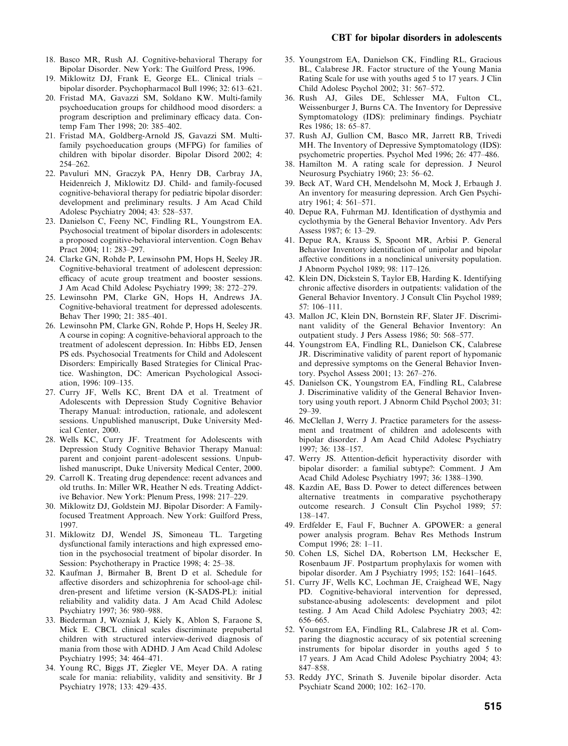18. Basco MR, Rush AJ. Cognitive-behavioral Therapy for Bipolar Disorder. New York: The Guilford Press, 1996.
19. Miklowitz DJ, Frank E, George EL. Clinical trials – bipolar disorder. Psychopharmacol Bull 1996; 32: 613–621.
20. Fristad MA, Gavazzi SM, Soldano KW. Multi-family psychoeducation groups for childhood mood disorders: a program description and preliminary efficacy data. Contemp Fam Ther 1998; 20: 385–402.
21. Fristad MA, Goldberg-Arnold JS, Gavazzi SM. Multi-family psychoeducation groups (MFPG) for families of children with bipolar disorder. Bipolar Disord 2002; 4: 254–262.
22. Pavuluri MN, Graczyk PA, Henry DB, Carbray JA, Heidenreich J, Miklowitz DJ. Child- and family-focused cognitive-behavioral therapy for pediatric bipolar disorder: development and preliminary results. J Am Acad Child Adolesc Psychiatry 2004; 43: 528–537.
23. Danielson C, Feeny NC, Findling RL, Youngstrom EA. Psychosocial treatment of bipolar disorders in adolescents: a proposed cognitive-behavioral intervention. Cogn Behav Pract 2004; 11: 283–297.
24. Clarke GN, Rohde P, Lewinsohn PM, Hops H, Seeley JR. Cognitive-behavioral treatment of adolescent depression: efficacy of acute group treatment and booster sessions. J Am Acad Child Adolesc Psychiatry 1999; 38: 272–279.
25. Lewinsohn PM, Clarke GN, Hops H, Andrews JA. Cognitive-behavioral treatment for depressed adolescents. Behav Ther 1990; 21: 385–401.
26. Lewinsohn PM, Clarke GN, Rohde P, Hops H, Seeley JR. A course in coping: A cognitive-behavioral approach to the treatment of adolescent depression. In: Hibbs ED, Jensen PS eds. Psychosocial Treatments for Child and Adolescent Disorders: Empirically Based Strategies for Clinical Practice. Washington, DC: American Psychological Association, 1996: 109–135.
27. Curry JF, Wells KC, Brent DA et al. Treatment of Adolescents with Depression Study Cognitive Behavior Therapy Manual: introduction, rationale, and adolescent sessions. Unpublished manuscript, Duke University Medical Center, 2000.
28. Wells KC, Curry JF. Treatment for Adolescents with Depression Study Cognitive Behavior Therapy Manual: parent and conjoint parent–adolescent sessions. Unpublished manuscript, Duke University Medical Center, 2000.
29. Carroll K. Treating drug dependence: recent advances and old truths. In: Miller WR, Heather N eds. Treating Addictive Behavior. New York: Plenum Press, 1998: 217–229.
30. Miklowitz DJ, Goldstein MJ. Bipolar Disorder: A Family-focused Treatment Approach. New York: Guilford Press, 1997.
31. Miklowitz DJ, Wendel JS, Simoneau TL. Targeting dysfunctional family interactions and high expressed emotion in the psychosocial treatment of bipolar disorder. In Session: Psychotherapy in Practice 1998; 4: 25–38.
32. Kaufman J, Birmaher B, Brent D et al. Schedule for affective disorders and schizophrenia for school-age children-present and lifetime version (K-SADS-PL): initial reliability and validity data. J Am Acad Child Adolesc Psychiatry 1997; 36: 980–988.
33. Biederman J, Wozniak J, Kiely K, Ablon S, Faraone S, Mick E. CBCL clinical scales discriminate prepubertal children with structured interview-derived diagnosis of mania from those with ADHD. J Am Acad Child Adolesc Psychiatry 1995; 34: 464–471.
34. Young RC, Biggs JT, Ziegler VE, Meyer DA. A rating scale for mania: reliability, validity and sensitivity. Br J Psychiatry 1978; 133: 429–435.
35. Youngstrom EA, Danielson CK, Findling RL, Gracious BL, Calabrese JR. Factor structure of the Young Mania Rating Scale for use with youths aged 5 to 17 years. J Clin Child Adolesc Psychol 2002; 31: 567–572.
36. Rush AJ, Giles DE, Schlesser MA, Fulton CL, Weissenburger J, Burns CA. The Inventory for Depressive Symptomatology (IDS): preliminary findings. Psychiatr Res 1986; 18: 65–87.
37. Rush AJ, Gullion CM, Basco MR, Jarrett RB, Trivedi MH. The Inventory of Depressive Symptomatology (IDS): psychometric properties. Psychol Med 1996; 26: 477–486.
38. Hamilton M. A rating scale for depression. J Neurol Neurosurg Psychiatry 1960; 23: 56–62.
39. Beck AT, Ward CH, Mendelsohn M, Mock J, Erbaugh J. An inventory for measuring depression. Arch Gen Psychiatry 1961; 4: 561–571.
40. Depue RA, Fuhrman MJ. Identification of dysthymia and cyclothymia by the General Behavior Inventory. Adv Pers Assess 1987; 6: 13–29.
41. Depue RA, Krauss S, Spoont MR, Arbisi P. General Behavior Inventory identification of unipolar and bipolar affective conditions in a nonclinical university population. J Abnorm Psychol 1989; 98: 117–126.
42. Klein DN, Dickstein S, Taylor EB, Harding K. Identifying chronic affective disorders in outpatients: validation of the General Behavior Inventory. J Consult Clin Psychol 1989; 57: 106–111.
43. Mallon JC, Klein DN, Bornstein RF, Slater JF. Discriminant validity of the General Behavior Inventory: An outpatient study. J Pers Assess 1986; 50: 568–577.
44. Youngstrom EA, Findling RL, Danielson CK, Calabrese JR. Discriminative validity of parent report of hypomanic and depressive symptoms on the General Behavior Inventory. Psychol Assess 2001; 13: 267–276.
45. Danielson CK, Youngstrom EA, Findling RL, Calabrese J. Discriminative validity of the General Behavior Inventory using youth report. J Abnorm Child Psychol 2003; 31: 29–39.
46. McClellan J, Werry J. Practice parameters for the assessment and treatment of children and adolescents with bipolar disorder. J Am Acad Child Adolesc Psychiatry 1997; 36: 138–157.
47. Werry JS. Attention-deficit hyperactivity disorder with bipolar disorder: a familial subtype?: Comment. J Am Acad Child Adolesc Psychiatry 1997; 36: 1388–1390.
48. Kazdin AE, Bass D. Power to detect differences between alternative treatments in comparative psychotherapy outcome research. J Consult Clin Psychol 1989; 57: 138–147.
49. Erdfelder E, Faul F, Buchner A. GPOWER: a general power analysis program. Behav Res Methods Instrum Comput 1996; 28: 1–11.
50. Cohen LS, Sichel DA, Robertson LM, Heckscher E, Rosenbaum JF. Postpartum prophylaxis for women with bipolar disorder. Am J Psychiatry 1995; 152: 1641–1645.
51. Curry JF, Wells KC, Lochman JE, Craighead WE, Nagy PD. Cognitive-behavioral intervention for depressed, substance-abusing adolescents: development and pilot testing. J Am Acad Child Adolesc Psychiatry 2003; 42: 656–665.
52. Youngstrom EA, Findling RL, Calabrese JR et al. Comparing the diagnostic accuracy of six potential screening instruments for bipolar disorder in youths aged 5 to 17 years. J Am Acad Child Adolesc Psychiatry 2004; 43: 847–858.
53. Reddy JYC, Srinath S. Juvenile bipolar disorder. Acta Psychiatr Scand 2000; 102: 162–170.